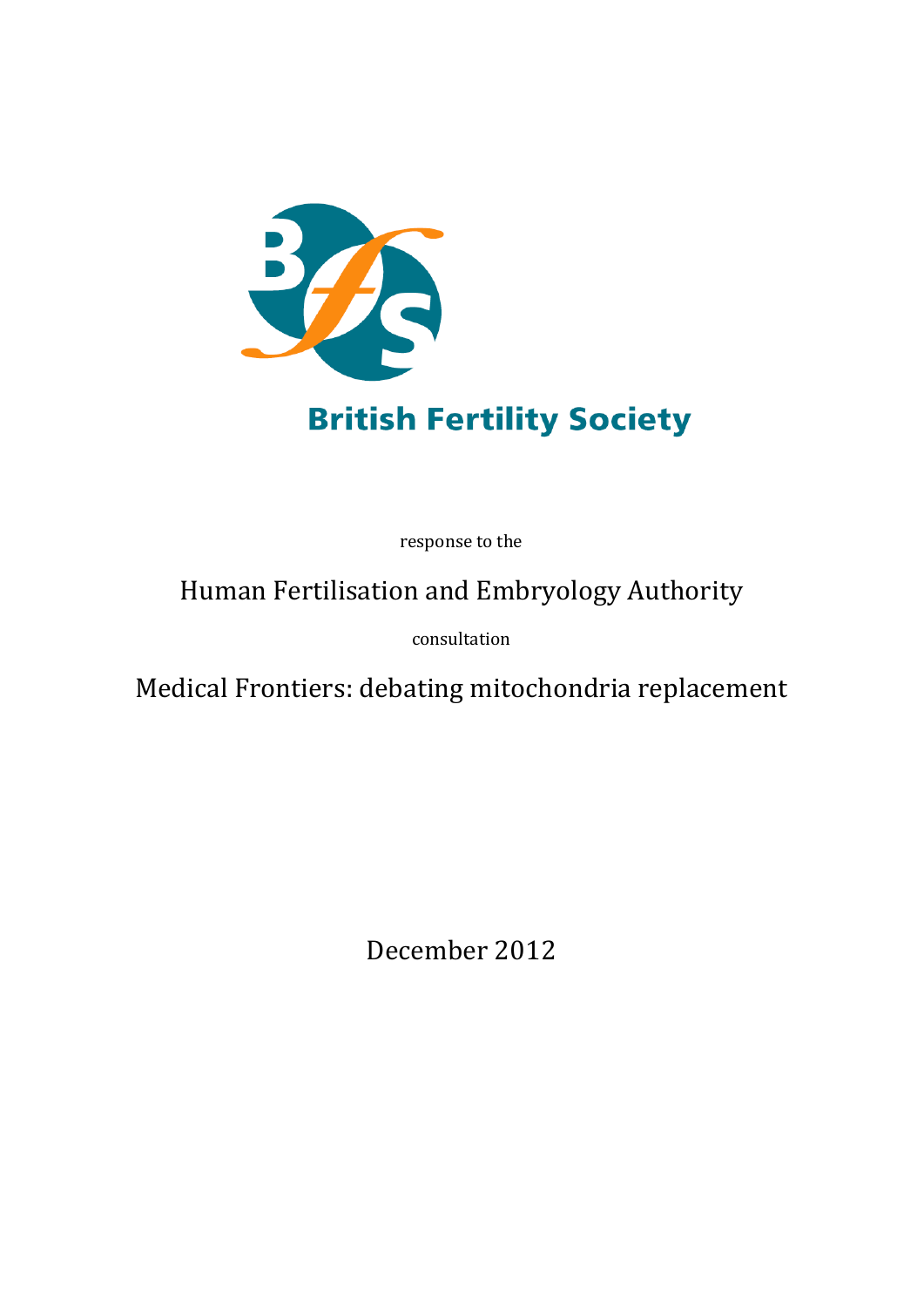British Fertility Society

response to the

# Human Fertilisation and Embryology Authority

consultation

# Medical Frontiers: debating mitochondria replacement

December 2012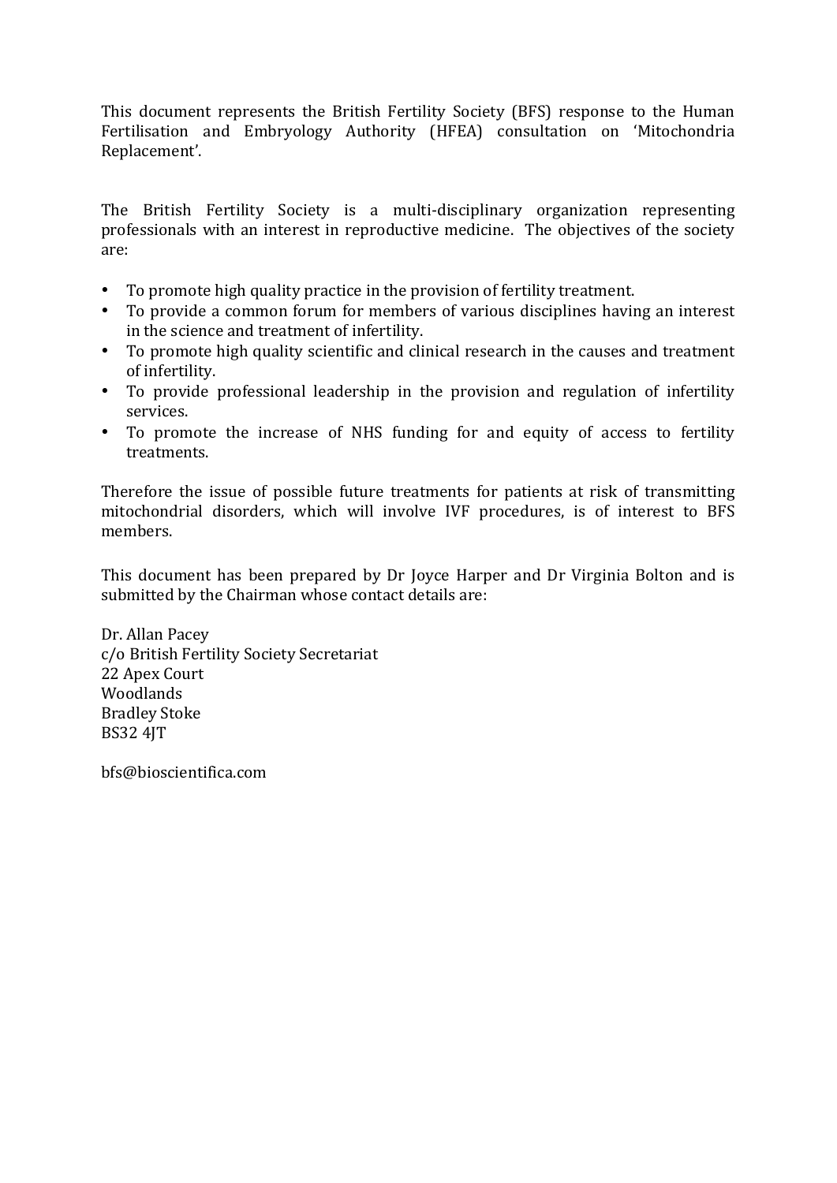This document represents the British Fertility Society (BFS) response to the Human Fertilisation and Embryology Authority (HFEA) consultation on 'Mitochondria Replacement'.

The British Fertility Society is a multi-disciplinary organization representing professionals with an interest in reproductive medicine. The objectives of the society are:

- To promote high quality practice in the provision of fertility treatment.
- To provide a common forum for members of various disciplines having an interest in the science and treatment of infertility.
- To promote high quality scientific and clinical research in the causes and treatment of infertility.
- To provide professional leadership in the provision and regulation of infertility services.
- To promote the increase of NHS funding for and equity of access to fertility treatments.

Therefore the issue of possible future treatments for patients at risk of transmitting mitochondrial disorders, which will involve IVF procedures, is of interest to BFS members.

This document has been prepared by Dr Joyce Harper and Dr Virginia Bolton and is submitted by the Chairman whose contact details are:

Dr. Allan Pacey
c/o British Fertility Society Secretariat
22 Apex Court
Woodlands
Bradley Stoke
BS32 4JT

bfs@bioscientifica.com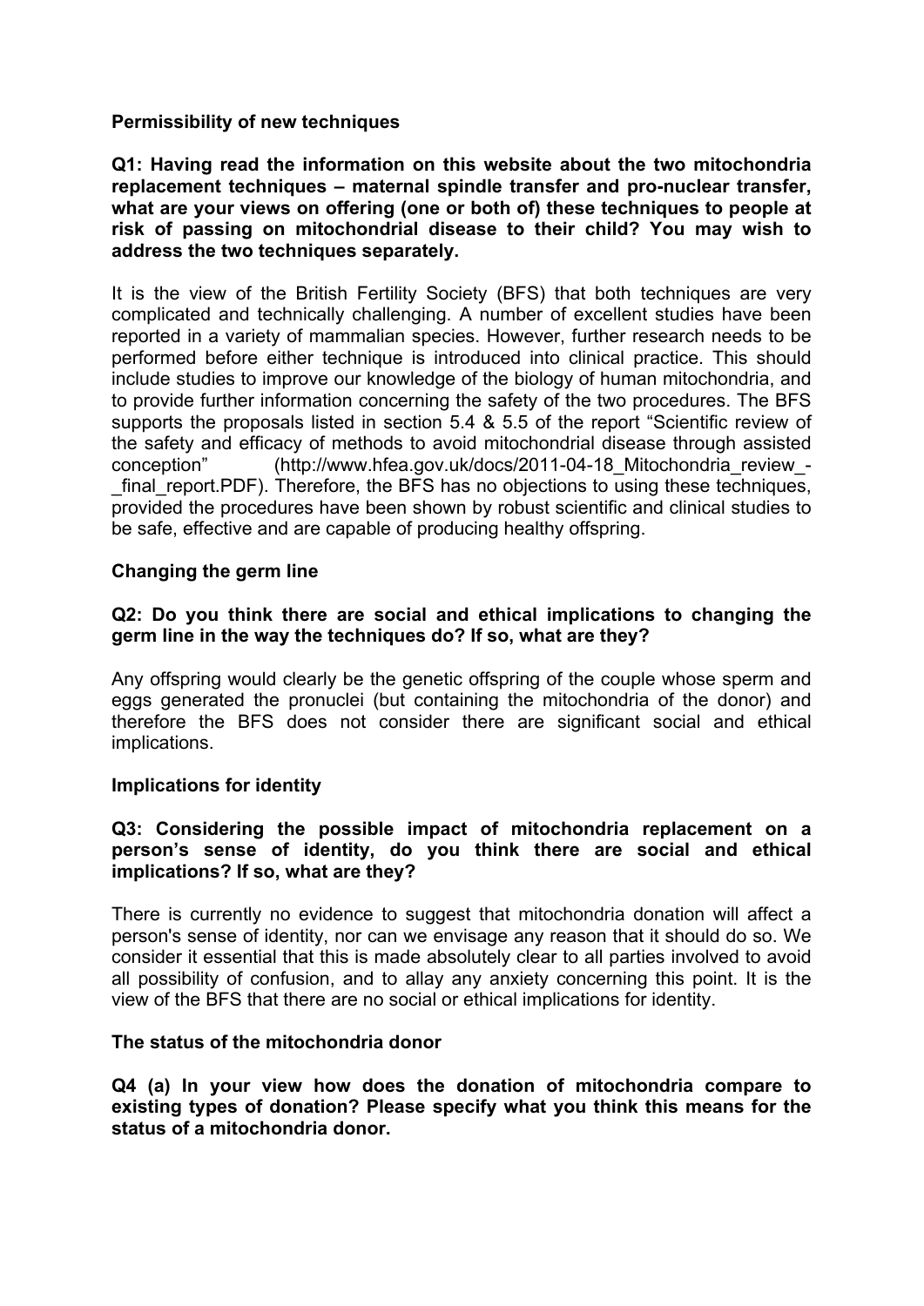**Permissibility of new techniques**

**Q1: Having read the information on this website about the two mitochondria replacement techniques – maternal spindle transfer and pro-nuclear transfer, what are your views on offering (one or both of) these techniques to people at risk of passing on mitochondrial disease to their child? You may wish to address the two techniques separately.**

It is the view of the British Fertility Society (BFS) that both techniques are very complicated and technically challenging. A number of excellent studies have been reported in a variety of mammalian species. However, further research needs to be performed before either technique is introduced into clinical practice. This should include studies to improve our knowledge of the biology of human mitochondria, and to provide further information concerning the safety of the two procedures. The BFS supports the proposals listed in section 5.4 & 5.5 of the report "Scientific review of the safety and efficacy of methods to avoid mitochondrial disease through assisted conception" (http://www.hfea.gov.uk/docs/2011-04-18_Mitochondria_review_-_final_report.PDF). Therefore, the BFS has no objections to using these techniques, provided the procedures have been shown by robust scientific and clinical studies to be safe, effective and are capable of producing healthy offspring.

**Changing the germ line**

**Q2: Do you think there are social and ethical implications to changing the germ line in the way the techniques do? If so, what are they?**

Any offspring would clearly be the genetic offspring of the couple whose sperm and eggs generated the pronuclei (but containing the mitochondria of the donor) and therefore the BFS does not consider there are significant social and ethical implications.

**Implications for identity**

**Q3: Considering the possible impact of mitochondria replacement on a person's sense of identity, do you think there are social and ethical implications? If so, what are they?**

There is currently no evidence to suggest that mitochondria donation will affect a person's sense of identity, nor can we envisage any reason that it should do so. We consider it essential that this is made absolutely clear to all parties involved to avoid all possibility of confusion, and to allay any anxiety concerning this point. It is the view of the BFS that there are no social or ethical implications for identity.

**The status of the mitochondria donor**

**Q4 (a) In your view how does the donation of mitochondria compare to existing types of donation? Please specify what you think this means for the status of a mitochondria donor.**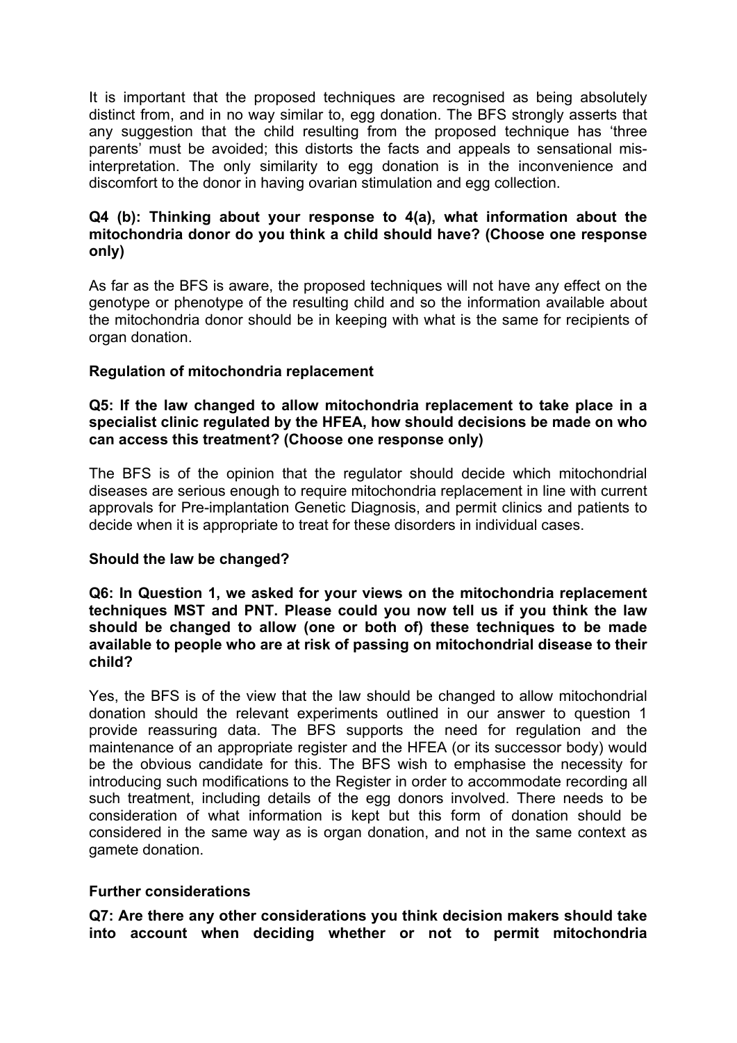It is important that the proposed techniques are recognised as being absolutely distinct from, and in no way similar to, egg donation. The BFS strongly asserts that any suggestion that the child resulting from the proposed technique has 'three parents' must be avoided; this distorts the facts and appeals to sensational mis-interpretation. The only similarity to egg donation is in the inconvenience and discomfort to the donor in having ovarian stimulation and egg collection.

**Q4 (b): Thinking about your response to 4(a), what information about the mitochondria donor do you think a child should have? (Choose one response only)**

As far as the BFS is aware, the proposed techniques will not have any effect on the genotype or phenotype of the resulting child and so the information available about the mitochondria donor should be in keeping with what is the same for recipients of organ donation.

**Regulation of mitochondria replacement**

**Q5: If the law changed to allow mitochondria replacement to take place in a specialist clinic regulated by the HFEA, how should decisions be made on who can access this treatment? (Choose one response only)**

The BFS is of the opinion that the regulator should decide which mitochondrial diseases are serious enough to require mitochondria replacement in line with current approvals for Pre-implantation Genetic Diagnosis, and permit clinics and patients to decide when it is appropriate to treat for these disorders in individual cases.

**Should the law be changed?**

**Q6: In Question 1, we asked for your views on the mitochondria replacement techniques MST and PNT. Please could you now tell us if you think the law should be changed to allow (one or both of) these techniques to be made available to people who are at risk of passing on mitochondrial disease to their child?**

Yes, the BFS is of the view that the law should be changed to allow mitochondrial donation should the relevant experiments outlined in our answer to question 1 provide reassuring data. The BFS supports the need for regulation and the maintenance of an appropriate register and the HFEA (or its successor body) would be the obvious candidate for this. The BFS wish to emphasise the necessity for introducing such modifications to the Register in order to accommodate recording all such treatment, including details of the egg donors involved. There needs to be consideration of what information is kept but this form of donation should be considered in the same way as is organ donation, and not in the same context as gamete donation.

**Further considerations**

**Q7: Are there any other considerations you think decision makers should take into account when deciding whether or not to permit mitochondria**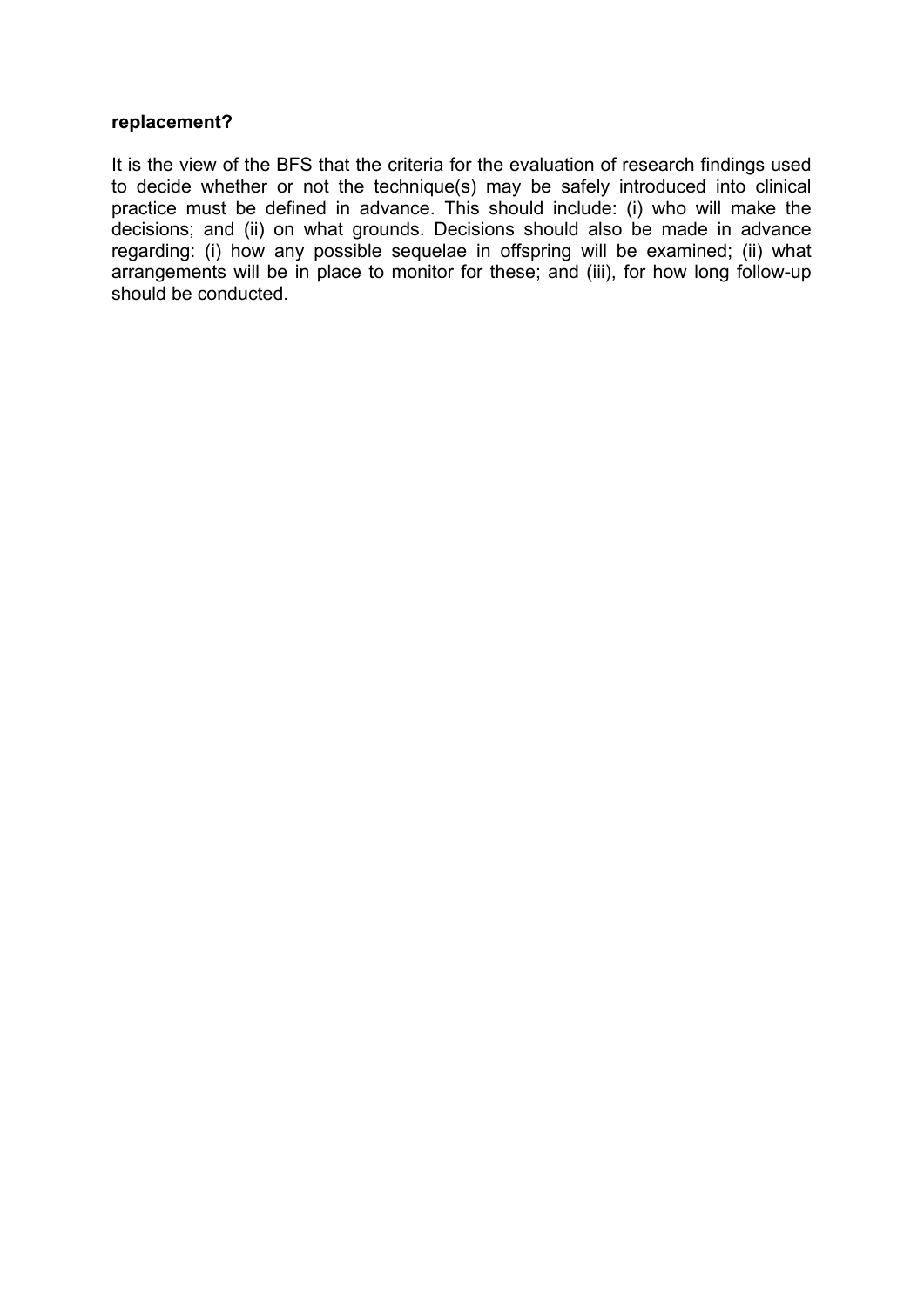**replacement?**

It is the view of the BFS that the criteria for the evaluation of research findings used to decide whether or not the technique(s) may be safely introduced into clinical practice must be defined in advance. This should include: (i) who will make the decisions; and (ii) on what grounds. Decisions should also be made in advance regarding: (i) how any possible sequelae in offspring will be examined; (ii) what arrangements will be in place to monitor for these; and (iii), for how long follow-up should be conducted.